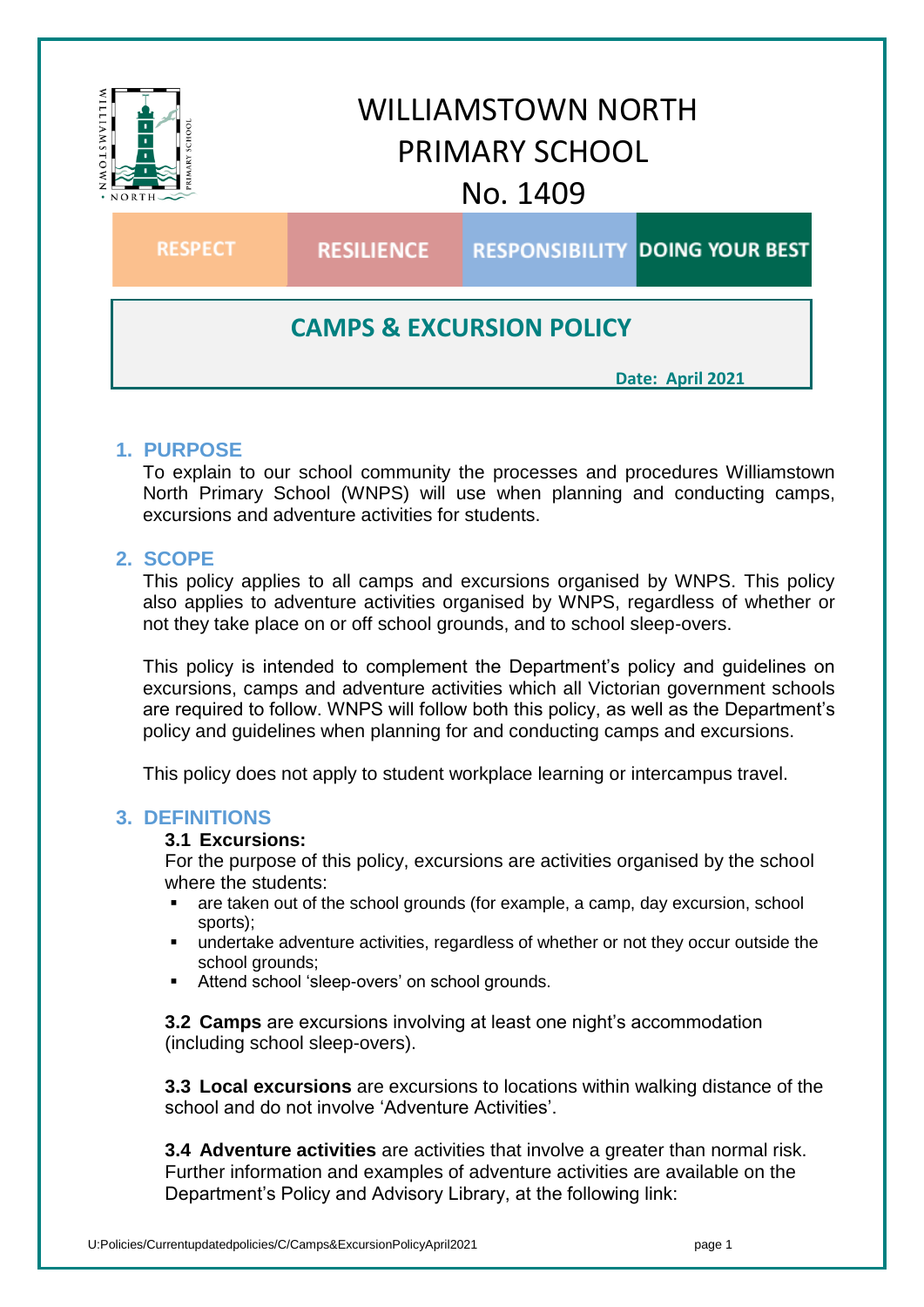# WILLIAMSTOWN NORTH PRIMARY SCHOOL No. 1409

RESPECT | RESILIENCE | RESPONSIBILITY | DOING YOUR BEST

## CAMPS & EXCURSION POLICY

**Date: April 2021**

## 1. PURPOSE

To explain to our school community the processes and procedures Williamstown North Primary School (WNPS) will use when planning and conducting camps, excursions and adventure activities for students.

## 2. SCOPE

This policy applies to all camps and excursions organised by WNPS. This policy also applies to adventure activities organised by WNPS, regardless of whether or not they take place on or off school grounds, and to school sleep-overs.

This policy is intended to complement the Department's policy and guidelines on excursions, camps and adventure activities which all Victorian government schools are required to follow. WNPS will follow both this policy, as well as the Department's policy and guidelines when planning for and conducting camps and excursions.

This policy does not apply to student workplace learning or intercampus travel.

## 3. DEFINITIONS

### 3.1 Excursions:

For the purpose of this policy, excursions are activities organised by the school where the students:

- are taken out of the school grounds (for example, a camp, day excursion, school sports);
- undertake adventure activities, regardless of whether or not they occur outside the school grounds;
- Attend school 'sleep-overs' on school grounds.

**3.2 Camps** are excursions involving at least one night's accommodation (including school sleep-overs).

**3.3 Local excursions** are excursions to locations within walking distance of the school and do not involve 'Adventure Activities'.

**3.4 Adventure activities** are activities that involve a greater than normal risk. Further information and examples of adventure activities are available on the Department's Policy and Advisory Library, at the following link: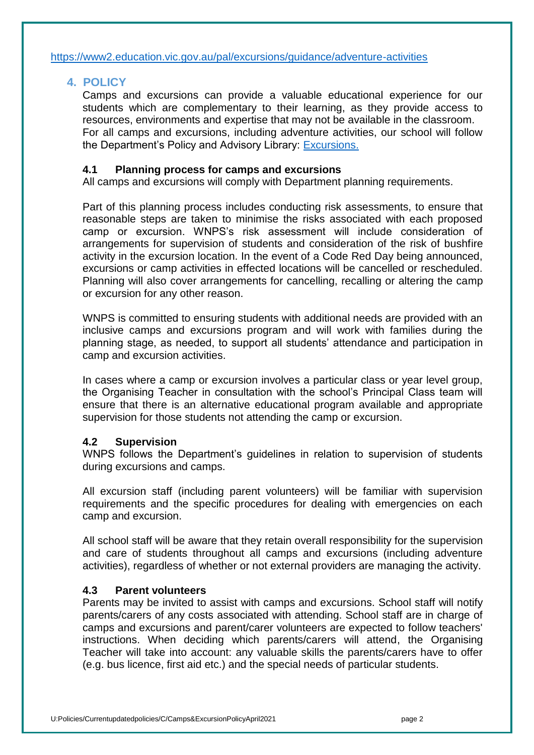https://www2.education.vic.gov.au/pal/excursions/guidance/adventure-activities

## 4. POLICY

Camps and excursions can provide a valuable educational experience for our students which are complementary to their learning, as they provide access to resources, environments and expertise that may not be available in the classroom. For all camps and excursions, including adventure activities, our school will follow the Department's Policy and Advisory Library: Excursions.

### 4.1 Planning process for camps and excursions

All camps and excursions will comply with Department planning requirements.

Part of this planning process includes conducting risk assessments, to ensure that reasonable steps are taken to minimise the risks associated with each proposed camp or excursion. WNPS's risk assessment will include consideration of arrangements for supervision of students and consideration of the risk of bushfire activity in the excursion location. In the event of a Code Red Day being announced, excursions or camp activities in effected locations will be cancelled or rescheduled. Planning will also cover arrangements for cancelling, recalling or altering the camp or excursion for any other reason.

WNPS is committed to ensuring students with additional needs are provided with an inclusive camps and excursions program and will work with families during the planning stage, as needed, to support all students' attendance and participation in camp and excursion activities.

In cases where a camp or excursion involves a particular class or year level group, the Organising Teacher in consultation with the school's Principal Class team will ensure that there is an alternative educational program available and appropriate supervision for those students not attending the camp or excursion.

### 4.2 Supervision

WNPS follows the Department's guidelines in relation to supervision of students during excursions and camps.

All excursion staff (including parent volunteers) will be familiar with supervision requirements and the specific procedures for dealing with emergencies on each camp and excursion.

All school staff will be aware that they retain overall responsibility for the supervision and care of students throughout all camps and excursions (including adventure activities), regardless of whether or not external providers are managing the activity.

### 4.3 Parent volunteers

Parents may be invited to assist with camps and excursions. School staff will notify parents/carers of any costs associated with attending. School staff are in charge of camps and excursions and parent/carer volunteers are expected to follow teachers' instructions. When deciding which parents/carers will attend, the Organising Teacher will take into account: any valuable skills the parents/carers have to offer (e.g. bus licence, first aid etc.) and the special needs of particular students.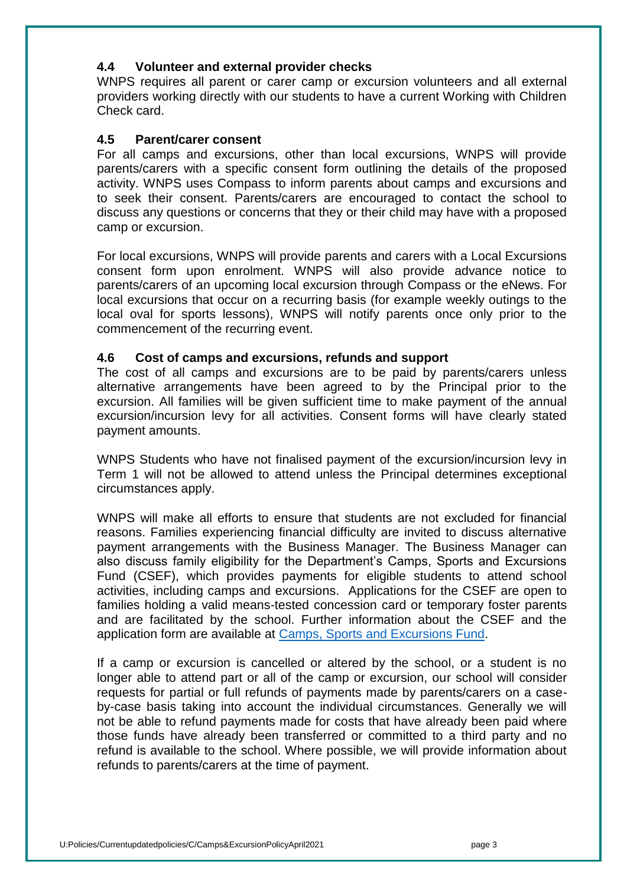### 4.4 Volunteer and external provider checks

WNPS requires all parent or carer camp or excursion volunteers and all external providers working directly with our students to have a current Working with Children Check card.

### 4.5 Parent/carer consent

For all camps and excursions, other than local excursions, WNPS will provide parents/carers with a specific consent form outlining the details of the proposed activity. WNPS uses Compass to inform parents about camps and excursions and to seek their consent. Parents/carers are encouraged to contact the school to discuss any questions or concerns that they or their child may have with a proposed camp or excursion.

For local excursions, WNPS will provide parents and carers with a Local Excursions consent form upon enrolment. WNPS will also provide advance notice to parents/carers of an upcoming local excursion through Compass or the eNews. For local excursions that occur on a recurring basis (for example weekly outings to the local oval for sports lessons), WNPS will notify parents once only prior to the commencement of the recurring event.

### 4.6 Cost of camps and excursions, refunds and support

The cost of all camps and excursions are to be paid by parents/carers unless alternative arrangements have been agreed to by the Principal prior to the excursion. All families will be given sufficient time to make payment of the annual excursion/incursion levy for all activities. Consent forms will have clearly stated payment amounts.

WNPS Students who have not finalised payment of the excursion/incursion levy in Term 1 will not be allowed to attend unless the Principal determines exceptional circumstances apply.

WNPS will make all efforts to ensure that students are not excluded for financial reasons. Families experiencing financial difficulty are invited to discuss alternative payment arrangements with the Business Manager. The Business Manager can also discuss family eligibility for the Department's Camps, Sports and Excursions Fund (CSEF), which provides payments for eligible students to attend school activities, including camps and excursions. Applications for the CSEF are open to families holding a valid means-tested concession card or temporary foster parents and are facilitated by the school. Further information about the CSEF and the application form are available at Camps, Sports and Excursions Fund.

If a camp or excursion is cancelled or altered by the school, or a student is no longer able to attend part or all of the camp or excursion, our school will consider requests for partial or full refunds of payments made by parents/carers on a case-by-case basis taking into account the individual circumstances. Generally we will not be able to refund payments made for costs that have already been paid where those funds have already been transferred or committed to a third party and no refund is available to the school. Where possible, we will provide information about refunds to parents/carers at the time of payment.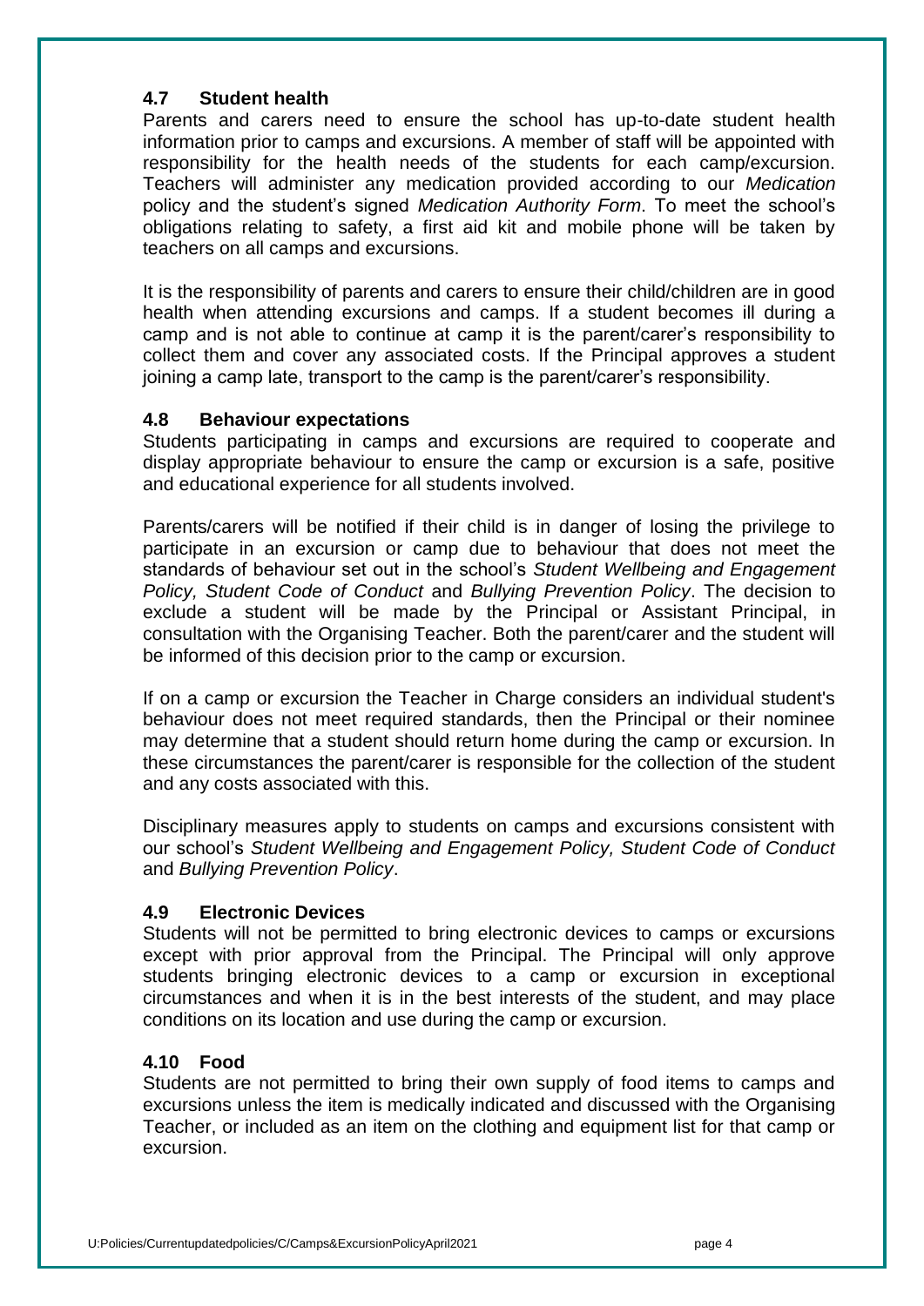### 4.7 Student health

Parents and carers need to ensure the school has up-to-date student health information prior to camps and excursions. A member of staff will be appointed with responsibility for the health needs of the students for each camp/excursion. Teachers will administer any medication provided according to our *Medication* policy and the student's signed *Medication Authority Form*. To meet the school's obligations relating to safety, a first aid kit and mobile phone will be taken by teachers on all camps and excursions.

It is the responsibility of parents and carers to ensure their child/children are in good health when attending excursions and camps. If a student becomes ill during a camp and is not able to continue at camp it is the parent/carer's responsibility to collect them and cover any associated costs. If the Principal approves a student joining a camp late, transport to the camp is the parent/carer's responsibility.

### 4.8 Behaviour expectations

Students participating in camps and excursions are required to cooperate and display appropriate behaviour to ensure the camp or excursion is a safe, positive and educational experience for all students involved.

Parents/carers will be notified if their child is in danger of losing the privilege to participate in an excursion or camp due to behaviour that does not meet the standards of behaviour set out in the school's *Student Wellbeing and Engagement Policy, Student Code of Conduct* and *Bullying Prevention Policy*. The decision to exclude a student will be made by the Principal or Assistant Principal, in consultation with the Organising Teacher. Both the parent/carer and the student will be informed of this decision prior to the camp or excursion.

If on a camp or excursion the Teacher in Charge considers an individual student's behaviour does not meet required standards, then the Principal or their nominee may determine that a student should return home during the camp or excursion. In these circumstances the parent/carer is responsible for the collection of the student and any costs associated with this.

Disciplinary measures apply to students on camps and excursions consistent with our school's *Student Wellbeing and Engagement Policy, Student Code of Conduct* and *Bullying Prevention Policy*.

### 4.9 Electronic Devices

Students will not be permitted to bring electronic devices to camps or excursions except with prior approval from the Principal. The Principal will only approve students bringing electronic devices to a camp or excursion in exceptional circumstances and when it is in the best interests of the student, and may place conditions on its location and use during the camp or excursion.

### 4.10 Food

Students are not permitted to bring their own supply of food items to camps and excursions unless the item is medically indicated and discussed with the Organising Teacher, or included as an item on the clothing and equipment list for that camp or excursion.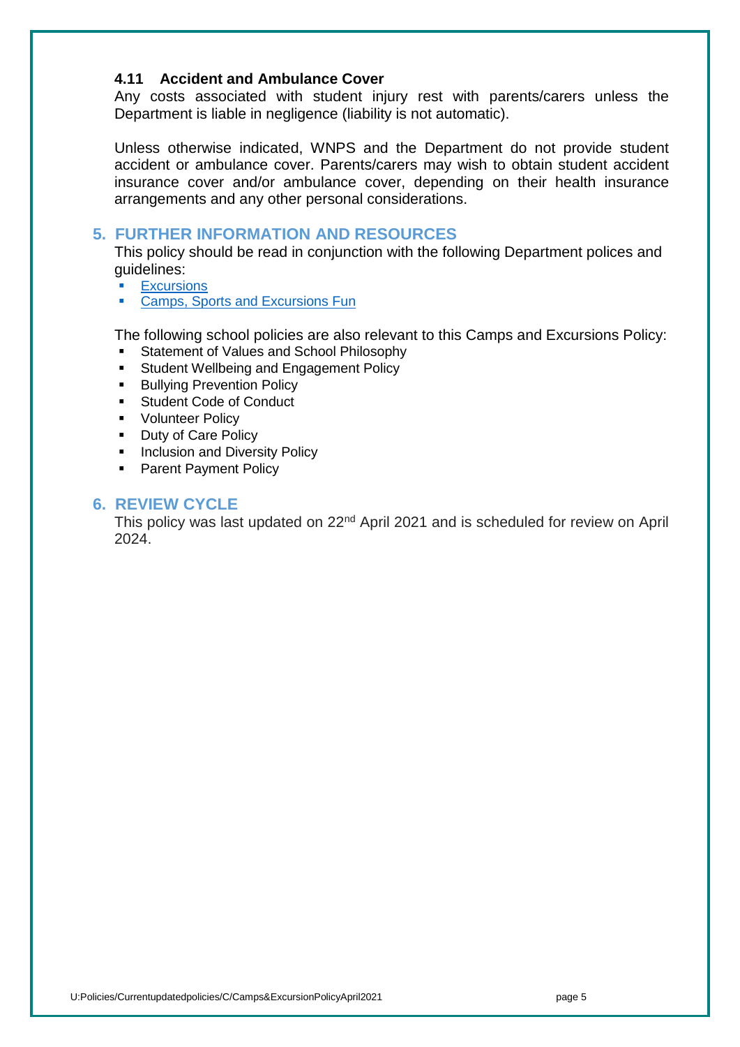### 4.11 Accident and Ambulance Cover

Any costs associated with student injury rest with parents/carers unless the Department is liable in negligence (liability is not automatic).

Unless otherwise indicated, WNPS and the Department do not provide student accident or ambulance cover. Parents/carers may wish to obtain student accident insurance cover and/or ambulance cover, depending on their health insurance arrangements and any other personal considerations.

## 5. FURTHER INFORMATION AND RESOURCES

This policy should be read in conjunction with the following Department polices and guidelines:

- Excursions
- Camps, Sports and Excursions Fun

The following school policies are also relevant to this Camps and Excursions Policy:

- Statement of Values and School Philosophy
- Student Wellbeing and Engagement Policy
- Bullying Prevention Policy
- Student Code of Conduct
- Volunteer Policy
- Duty of Care Policy
- Inclusion and Diversity Policy
- Parent Payment Policy

## 6. REVIEW CYCLE

This policy was last updated on 22nd April 2021 and is scheduled for review on April 2024.